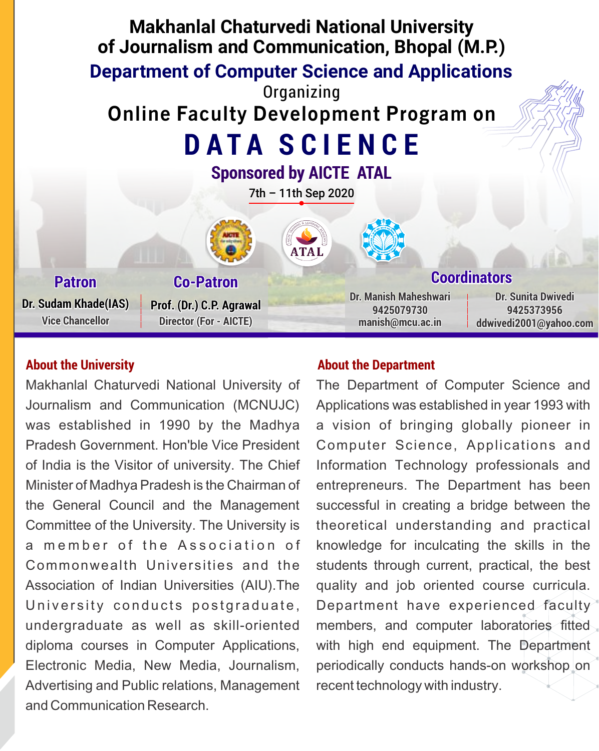# Makhanlal Chaturvedi National University of Journalism and Communication, Bhopal (M.P.)

## Department of Computer Science and Applications

Organizing

## Online Faculty Development Program on

# DATA SCIENCE

### Sponsored by AICTE ATAL

7th – 11th Sep 2020

**Patron**
Dr. Sudam Khade(IAS)
Vice Chancellor

**Co-Patron**
Prof. (Dr.) C.P. Agrawal
Director (For - AICTE)

**Coordinators**

Dr. Manish Maheshwari
9425079730
manish@mcu.ac.in

Dr. Sunita Dwivedi
9425373956
ddwivedi2001@yahoo.com

### About the University

Makhanlal Chaturvedi National University of Journalism and Communication (MCNUJC) was established in 1990 by the Madhya Pradesh Government. Hon'ble Vice President of India is the Visitor of university. The Chief Minister of Madhya Pradesh is the Chairman of the General Council and the Management Committee of the University. The University is a member of the Association of Commonwealth Universities and the Association of Indian Universities (AIU).The University conducts postgraduate, undergraduate as well as skill-oriented diploma courses in Computer Applications, Electronic Media, New Media, Journalism, Advertising and Public relations, Management and Communication Research.

### About the Department

The Department of Computer Science and Applications was established in year 1993 with a vision of bringing globally pioneer in Computer Science, Applications and Information Technology professionals and entrepreneurs. The Department has been successful in creating a bridge between the theoretical understanding and practical knowledge for inculcating the skills in the students through current, practical, the best quality and job oriented course curricula. Department have experienced faculty members, and computer laboratories fitted with high end equipment. The Department periodically conducts hands-on workshop on recent technology with industry.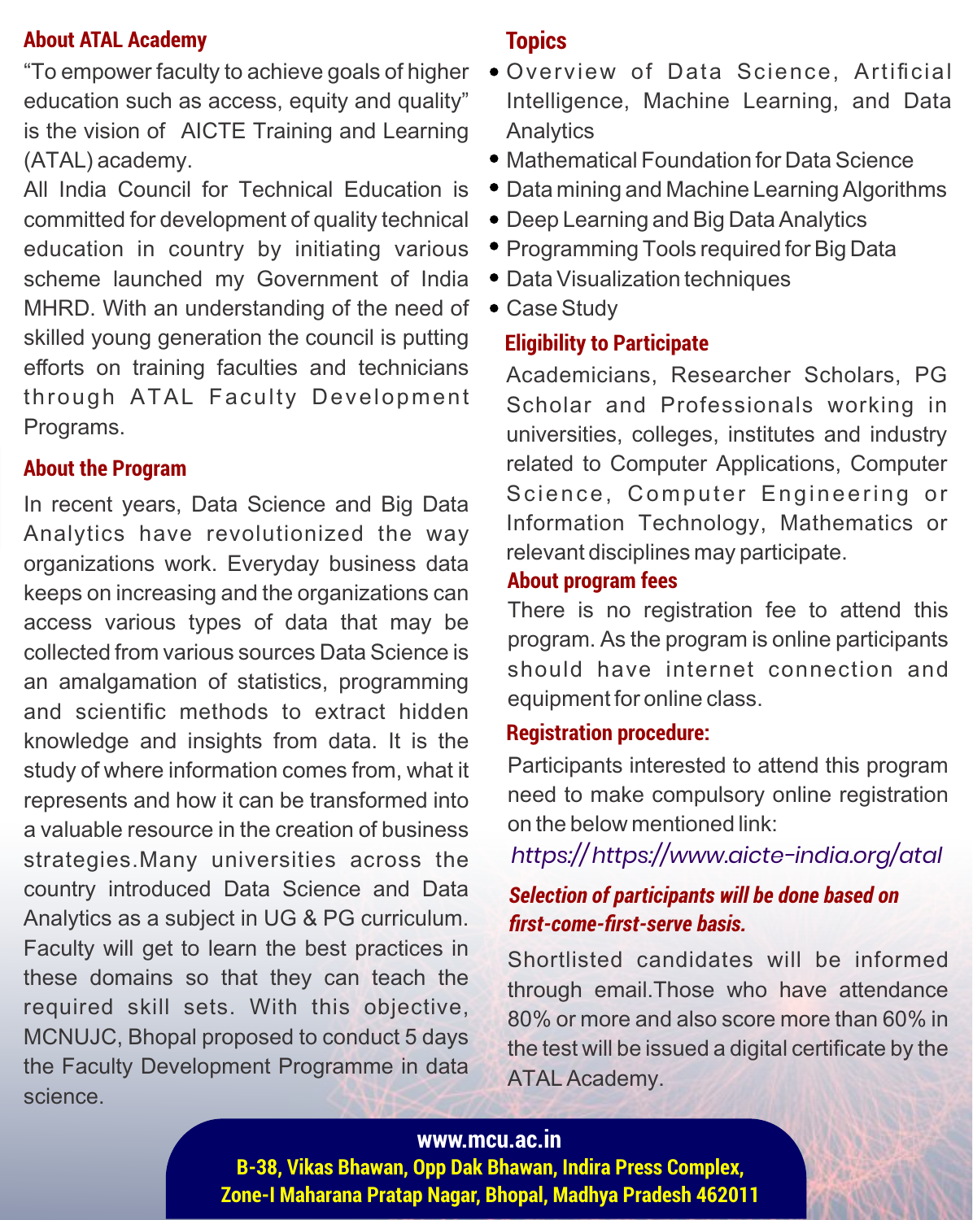## About ATAL Academy

"To empower faculty to achieve goals of higher education such as access, equity and quality" is the vision of AICTE Training and Learning (ATAL) academy.

All India Council for Technical Education is committed for development of quality technical education in country by initiating various scheme launched my Government of India MHRD. With an understanding of the need of skilled young generation the council is putting efforts on training faculties and technicians through ATAL Faculty Development Programs.

## About the Program

In recent years, Data Science and Big Data Analytics have revolutionized the way organizations work. Everyday business data keeps on increasing and the organizations can access various types of data that may be collected from various sources Data Science is an amalgamation of statistics, programming and scientific methods to extract hidden knowledge and insights from data. It is the study of where information comes from, what it represents and how it can be transformed into a valuable resource in the creation of business strategies.Many universities across the country introduced Data Science and Data Analytics as a subject in UG & PG curriculum. Faculty will get to learn the best practices in these domains so that they can teach the required skill sets. With this objective, MCNUJC, Bhopal proposed to conduct 5 days the Faculty Development Programme in data science.

## Topics

- Overview of Data Science, Artificial Intelligence, Machine Learning, and Data Analytics
- Mathematical Foundation for Data Science
- Data mining and Machine Learning Algorithms
- Deep Learning and Big Data Analytics
- Programming Tools required for Big Data
- Data Visualization techniques
- Case Study

## Eligibility to Participate

Academicians, Researcher Scholars, PG Scholar and Professionals working in universities, colleges, institutes and industry related to Computer Applications, Computer Science, Computer Engineering or Information Technology, Mathematics or relevant disciplines may participate.

## About program fees

There is no registration fee to attend this program. As the program is online participants should have internet connection and equipment for online class.

## Registration procedure:

Participants interested to attend this program need to make compulsory online registration on the below mentioned link:

*https:// https://www.aicte-india.org/atal*

***Selection of participants will be done based on first-come-first-serve basis.***

Shortlisted candidates will be informed through email.Those who have attendance 80% or more and also score more than 60% in the test will be issued a digital certificate by the ATAL Academy.

**www.mcu.ac.in**
**B-38, Vikas Bhawan, Opp Dak Bhawan, Indira Press Complex, Zone-I Maharana Pratap Nagar, Bhopal, Madhya Pradesh 462011**